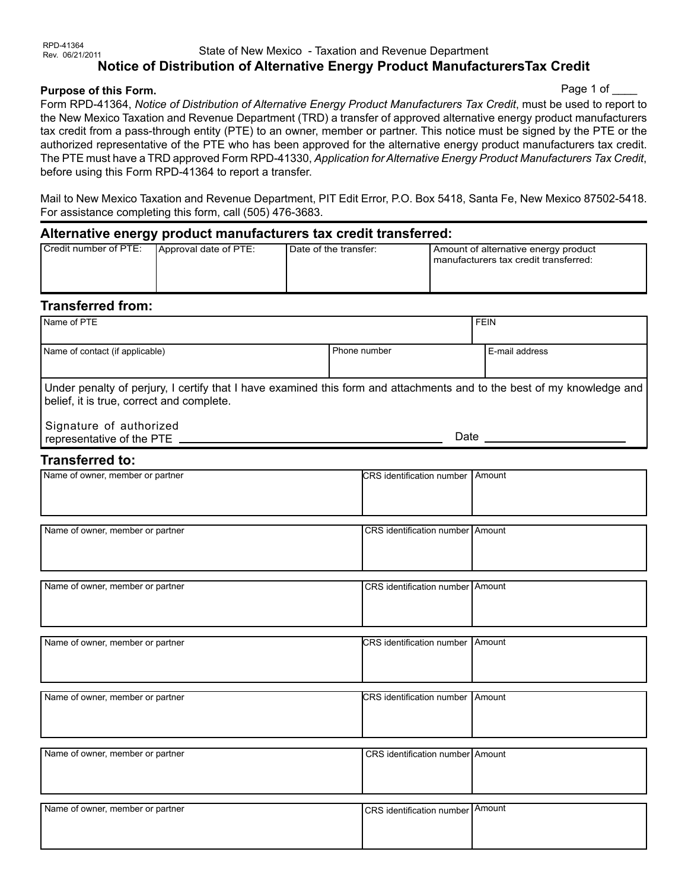RPD-41364
Rev. 06/21/2011

State of New Mexico - Taxation and Revenue Department

# Notice of Distribution of Alternative Energy Product ManufacturersTax Credit

**Purpose of this Form.**

Page 1 of ____

Form RPD-41364, *Notice of Distribution of Alternative Energy Product Manufacturers Tax Credit*, must be used to report to the New Mexico Taxation and Revenue Department (TRD) a transfer of approved alternative energy product manufacturers tax credit from a pass-through entity (PTE) to an owner, member or partner. This notice must be signed by the PTE or the authorized representative of the PTE who has been approved for the alternative energy product manufacturers tax credit. The PTE must have a TRD approved Form RPD-41330, *Application for Alternative Energy Product Manufacturers Tax Credit*, before using this Form RPD-41364 to report a transfer.

Mail to New Mexico Taxation and Revenue Department, PIT Edit Error, P.O. Box 5418, Santa Fe, New Mexico 87502-5418. For assistance completing this form, call (505) 476-3683.

## Alternative energy product manufacturers tax credit transferred:

| Credit number of PTE: | Approval date of PTE: | Date of the transfer: | Amount of alternative energy product manufacturers tax credit transferred: |
|---|---|---|---|
| | | | |

## Transferred from:

| Name of PTE | | FEIN |
|---|---|---|
| | | |
| **Name of contact (if applicable)** | **Phone number** | **E-mail address** |
| | | |

Under penalty of perjury, I certify that I have examined this form and attachments and to the best of my knowledge and belief, it is true, correct and complete.

Signature of authorized representative of the PTE ______________________________ Date ____________________

## Transferred to:

| Name of owner, member or partner | CRS identification number | Amount |
|---|---|---|
| | | |

| Name of owner, member or partner | CRS identification number | Amount |
|---|---|---|
| | | |

| Name of owner, member or partner | CRS identification number | Amount |
|---|---|---|
| | | |

| Name of owner, member or partner | CRS identification number | Amount |
|---|---|---|
| | | |

| Name of owner, member or partner | CRS identification number | Amount |
|---|---|---|
| | | |

| Name of owner, member or partner | CRS identification number | Amount |
|---|---|---|
| | | |

| Name of owner, member or partner | CRS identification number | Amount |
|---|---|---|
| | | |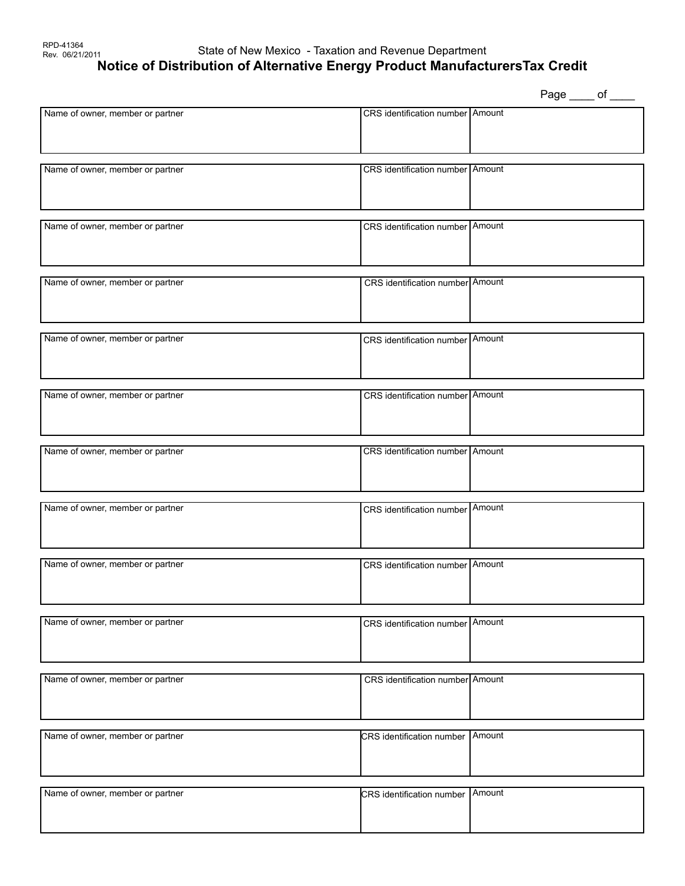RPD-41364
Rev. 06/21/2011

State of New Mexico - Taxation and Revenue Department

# Notice of Distribution of Alternative Energy Product ManufacturersTax Credit

Page ____ of ____

| Name of owner, member or partner | CRS identification number | Amount |
|---|---|---|
| | | |
| Name of owner, member or partner | CRS identification number | Amount |
| | | |
| Name of owner, member or partner | CRS identification number | Amount |
| | | |
| Name of owner, member or partner | CRS identification number | Amount |
| | | |
| Name of owner, member or partner | CRS identification number | Amount |
| | | |
| Name of owner, member or partner | CRS identification number | Amount |
| | | |
| Name of owner, member or partner | CRS identification number | Amount |
| | | |
| Name of owner, member or partner | CRS identification number | Amount |
| | | |
| Name of owner, member or partner | CRS identification number | Amount |
| | | |
| Name of owner, member or partner | CRS identification number | Amount |
| | | |
| Name of owner, member or partner | CRS identification number | Amount |
| | | |
| Name of owner, member or partner | CRS identification number | Amount |
| | | |
| Name of owner, member or partner | CRS identification number | Amount |
| | | |